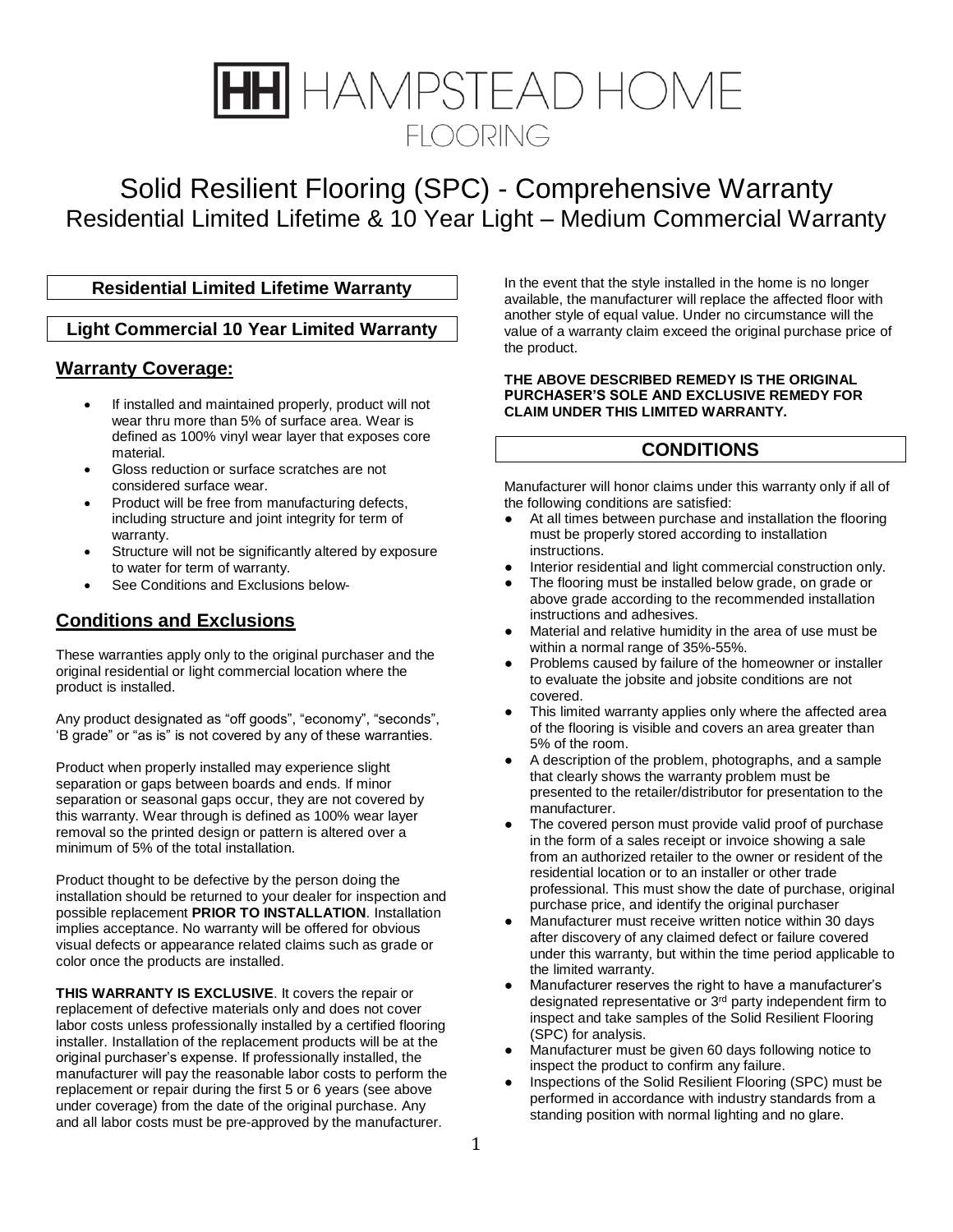# HAMPSTEAD HOME FLOORING

# Solid Resilient Flooring (SPC) - Comprehensive Warranty

## Residential Limited Lifetime & 10 Year Light – Medium Commercial Warranty

### Residential Limited Lifetime Warranty

### Light Commercial 10 Year Limited Warranty

## Warranty Coverage:

- If installed and maintained properly, product will not wear thru more than 5% of surface area. Wear is defined as 100% vinyl wear layer that exposes core material.
- Gloss reduction or surface scratches are not considered surface wear.
- Product will be free from manufacturing defects, including structure and joint integrity for term of warranty.
- Structure will not be significantly altered by exposure to water for term of warranty.
- See Conditions and Exclusions below-

## Conditions and Exclusions

These warranties apply only to the original purchaser and the original residential or light commercial location where the product is installed.

Any product designated as "off goods", "economy", "seconds", 'B grade" or "as is" is not covered by any of these warranties.

Product when properly installed may experience slight separation or gaps between boards and ends. If minor separation or seasonal gaps occur, they are not covered by this warranty. Wear through is defined as 100% wear layer removal so the printed design or pattern is altered over a minimum of 5% of the total installation.

Product thought to be defective by the person doing the installation should be returned to your dealer for inspection and possible replacement **PRIOR TO INSTALLATION**. Installation implies acceptance. No warranty will be offered for obvious visual defects or appearance related claims such as grade or color once the products are installed.

**THIS WARRANTY IS EXCLUSIVE**. It covers the repair or replacement of defective materials only and does not cover labor costs unless professionally installed by a certified flooring installer. Installation of the replacement products will be at the original purchaser's expense. If professionally installed, the manufacturer will pay the reasonable labor costs to perform the replacement or repair during the first 5 or 6 years (see above under coverage) from the date of the original purchase. Any and all labor costs must be pre-approved by the manufacturer.

In the event that the style installed in the home is no longer available, the manufacturer will replace the affected floor with another style of equal value. Under no circumstance will the value of a warranty claim exceed the original purchase price of the product.

**THE ABOVE DESCRIBED REMEDY IS THE ORIGINAL PURCHASER'S SOLE AND EXCLUSIVE REMEDY FOR CLAIM UNDER THIS LIMITED WARRANTY.**

## CONDITIONS

Manufacturer will honor claims under this warranty only if all of the following conditions are satisfied:

- At all times between purchase and installation the flooring must be properly stored according to installation instructions.
- Interior residential and light commercial construction only.
- The flooring must be installed below grade, on grade or above grade according to the recommended installation instructions and adhesives.
- Material and relative humidity in the area of use must be within a normal range of 35%-55%.
- Problems caused by failure of the homeowner or installer to evaluate the jobsite and jobsite conditions are not covered.
- This limited warranty applies only where the affected area of the flooring is visible and covers an area greater than 5% of the room.
- A description of the problem, photographs, and a sample that clearly shows the warranty problem must be presented to the retailer/distributor for presentation to the manufacturer.
- The covered person must provide valid proof of purchase in the form of a sales receipt or invoice showing a sale from an authorized retailer to the owner or resident of the residential location or to an installer or other trade professional. This must show the date of purchase, original purchase price, and identify the original purchaser
- Manufacturer must receive written notice within 30 days after discovery of any claimed defect or failure covered under this warranty, but within the time period applicable to the limited warranty.
- Manufacturer reserves the right to have a manufacturer's designated representative or 3rd party independent firm to inspect and take samples of the Solid Resilient Flooring (SPC) for analysis.
- Manufacturer must be given 60 days following notice to inspect the product to confirm any failure.
- Inspections of the Solid Resilient Flooring (SPC) must be performed in accordance with industry standards from a standing position with normal lighting and no glare.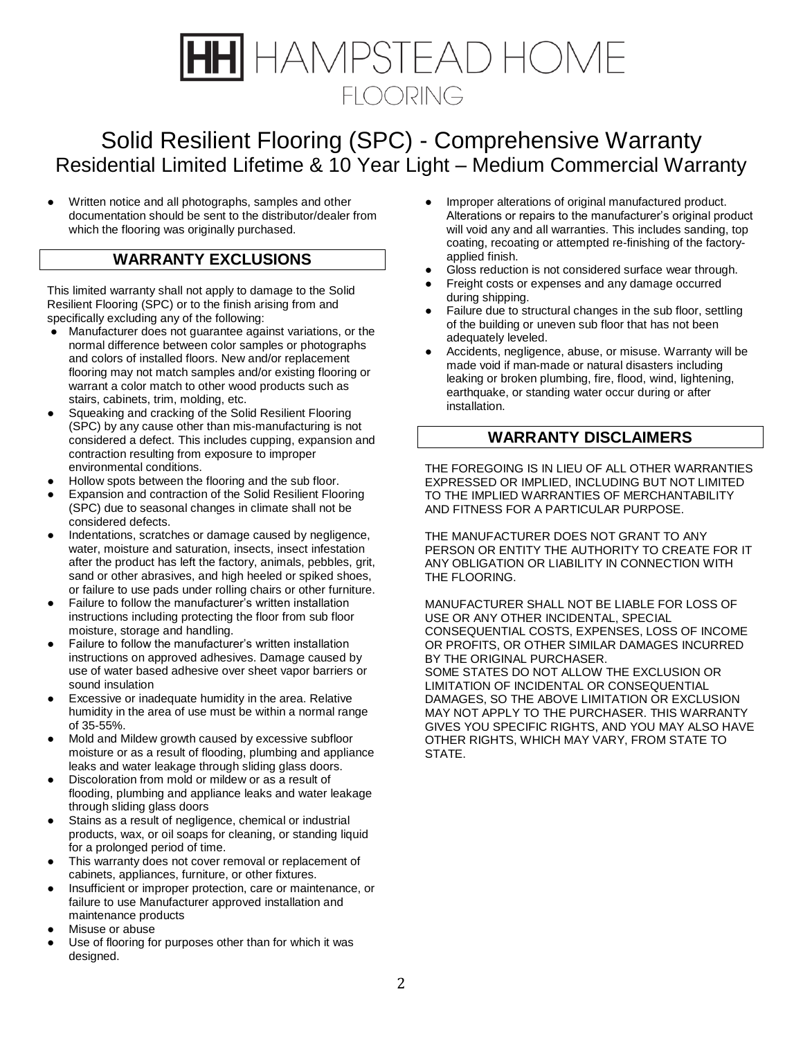# HAMPSTEAD HOME FLOORING

# Solid Resilient Flooring (SPC) - Comprehensive Warranty

## Residential Limited Lifetime & 10 Year Light – Medium Commercial Warranty

- Written notice and all photographs, samples and other documentation should be sent to the distributor/dealer from which the flooring was originally purchased.

## WARRANTY EXCLUSIONS

This limited warranty shall not apply to damage to the Solid Resilient Flooring (SPC) or to the finish arising from and specifically excluding any of the following:

- Manufacturer does not guarantee against variations, or the normal difference between color samples or photographs and colors of installed floors. New and/or replacement flooring may not match samples and/or existing flooring or warrant a color match to other wood products such as stairs, cabinets, trim, molding, etc.
- Squeaking and cracking of the Solid Resilient Flooring (SPC) by any cause other than mis-manufacturing is not considered a defect. This includes cupping, expansion and contraction resulting from exposure to improper environmental conditions.
- Hollow spots between the flooring and the sub floor.
- Expansion and contraction of the Solid Resilient Flooring (SPC) due to seasonal changes in climate shall not be considered defects.
- Indentations, scratches or damage caused by negligence, water, moisture and saturation, insects, insect infestation after the product has left the factory, animals, pebbles, grit, sand or other abrasives, and high heeled or spiked shoes, or failure to use pads under rolling chairs or other furniture.
- Failure to follow the manufacturer's written installation instructions including protecting the floor from sub floor moisture, storage and handling.
- Failure to follow the manufacturer's written installation instructions on approved adhesives. Damage caused by use of water based adhesive over sheet vapor barriers or sound insulation
- Excessive or inadequate humidity in the area. Relative humidity in the area of use must be within a normal range of 35-55%.
- Mold and Mildew growth caused by excessive subfloor moisture or as a result of flooding, plumbing and appliance leaks and water leakage through sliding glass doors.
- Discoloration from mold or mildew or as a result of flooding, plumbing and appliance leaks and water leakage through sliding glass doors
- Stains as a result of negligence, chemical or industrial products, wax, or oil soaps for cleaning, or standing liquid for a prolonged period of time.
- This warranty does not cover removal or replacement of cabinets, appliances, furniture, or other fixtures.
- Insufficient or improper protection, care or maintenance, or failure to use Manufacturer approved installation and maintenance products
- Misuse or abuse
- Use of flooring for purposes other than for which it was designed.
- Improper alterations of original manufactured product. Alterations or repairs to the manufacturer's original product will void any and all warranties. This includes sanding, top coating, recoating or attempted re-finishing of the factory-applied finish.
- Gloss reduction is not considered surface wear through.
- Freight costs or expenses and any damage occurred during shipping.
- Failure due to structural changes in the sub floor, settling of the building or uneven sub floor that has not been adequately leveled.
- Accidents, negligence, abuse, or misuse. Warranty will be made void if man-made or natural disasters including leaking or broken plumbing, fire, flood, wind, lightening, earthquake, or standing water occur during or after installation.

## WARRANTY DISCLAIMERS

THE FOREGOING IS IN LIEU OF ALL OTHER WARRANTIES EXPRESSED OR IMPLIED, INCLUDING BUT NOT LIMITED TO THE IMPLIED WARRANTIES OF MERCHANTABILITY AND FITNESS FOR A PARTICULAR PURPOSE.

THE MANUFACTURER DOES NOT GRANT TO ANY PERSON OR ENTITY THE AUTHORITY TO CREATE FOR IT ANY OBLIGATION OR LIABILITY IN CONNECTION WITH THE FLOORING.

MANUFACTURER SHALL NOT BE LIABLE FOR LOSS OF USE OR ANY OTHER INCIDENTAL, SPECIAL CONSEQUENTIAL COSTS, EXPENSES, LOSS OF INCOME OR PROFITS, OR OTHER SIMILAR DAMAGES INCURRED BY THE ORIGINAL PURCHASER.
SOME STATES DO NOT ALLOW THE EXCLUSION OR LIMITATION OF INCIDENTAL OR CONSEQUENTIAL DAMAGES, SO THE ABOVE LIMITATION OR EXCLUSION MAY NOT APPLY TO THE PURCHASER. THIS WARRANTY GIVES YOU SPECIFIC RIGHTS, AND YOU MAY ALSO HAVE OTHER RIGHTS, WHICH MAY VARY, FROM STATE TO STATE.